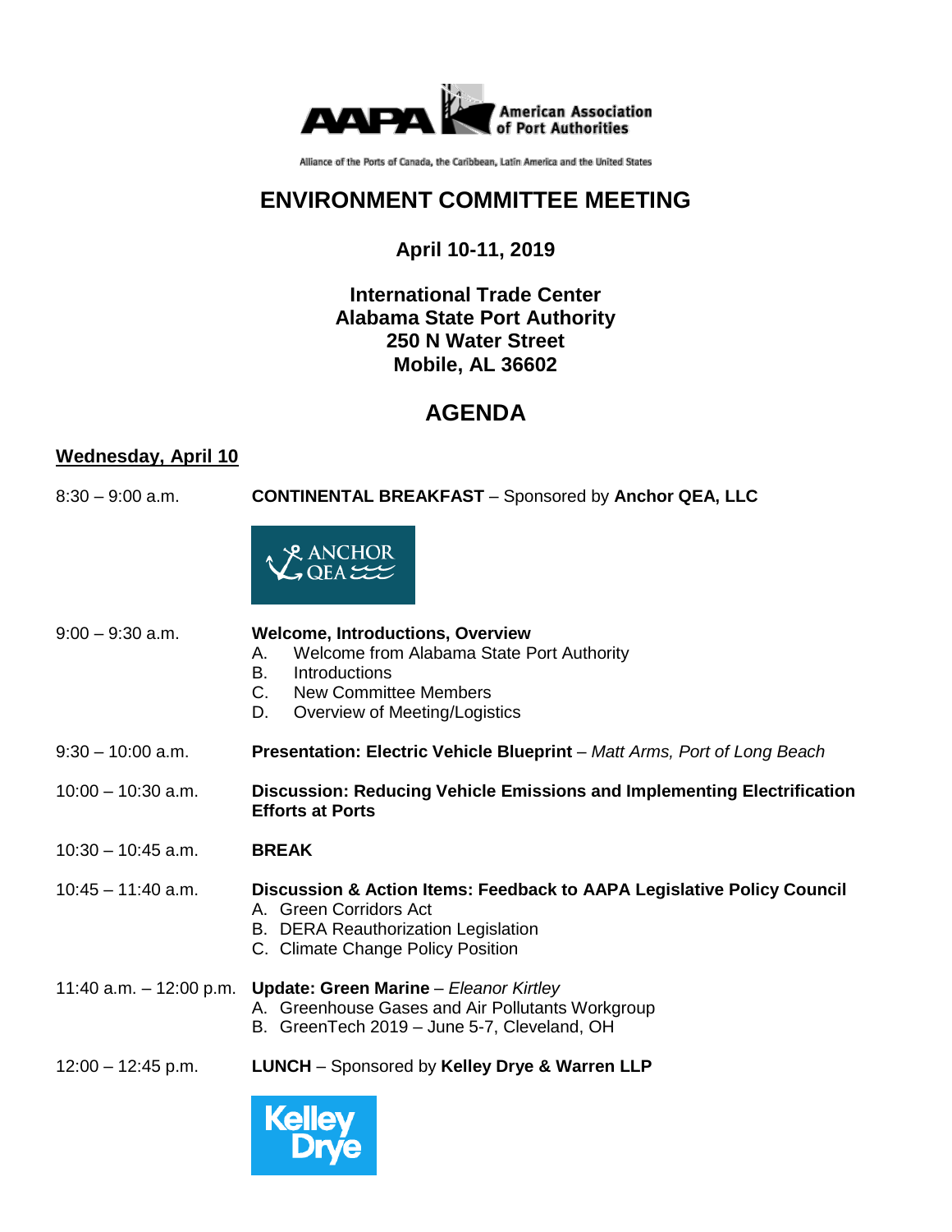AAPA American Association of Port Authorities

Alliance of the Ports of Canada, the Caribbean, Latin America and the United States

# ENVIRONMENT COMMITTEE MEETING

**April 10-11, 2019**

**International Trade Center**
**Alabama State Port Authority**
**250 N Water Street**
**Mobile, AL 36602**

## AGENDA

### Wednesday, April 10

8:30 – 9:00 a.m. — **CONTINENTAL BREAKFAST** – Sponsored by **Anchor QEA, LLC**

9:00 – 9:30 a.m. — **Welcome, Introductions, Overview**

- A. Welcome from Alabama State Port Authority
- B. Introductions
- C. New Committee Members
- D. Overview of Meeting/Logistics

9:30 – 10:00 a.m. — **Presentation: Electric Vehicle Blueprint** – *Matt Arms, Port of Long Beach*

10:00 – 10:30 a.m. — **Discussion: Reducing Vehicle Emissions and Implementing Electrification Efforts at Ports**

10:30 – 10:45 a.m. — **BREAK**

10:45 – 11:40 a.m. — **Discussion & Action Items: Feedback to AAPA Legislative Policy Council**

- A. Green Corridors Act
- B. DERA Reauthorization Legislation
- C. Climate Change Policy Position

11:40 a.m. – 12:00 p.m. — **Update: Green Marine** – *Eleanor Kirtley*

- A. Greenhouse Gases and Air Pollutants Workgroup
- B. GreenTech 2019 – June 5-7, Cleveland, OH

12:00 – 12:45 p.m. — **LUNCH** – Sponsored by **Kelley Drye & Warren LLP**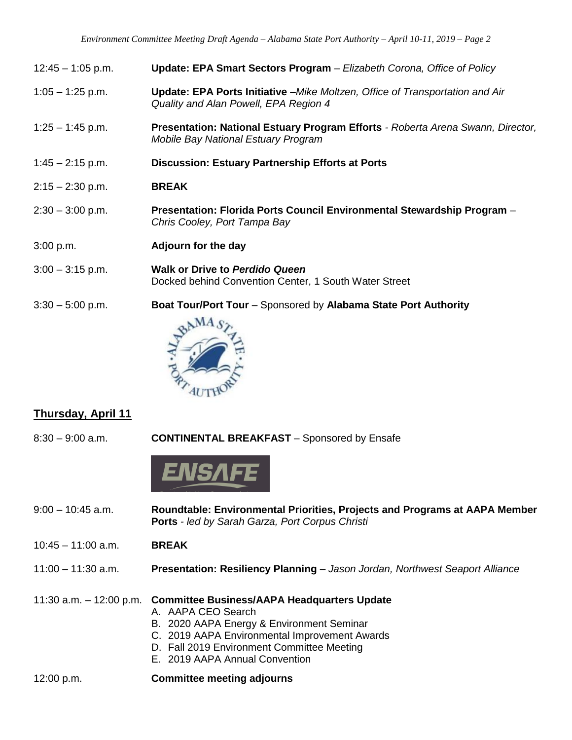| | | |
|---|---|---|
| 12:45 – 1:05 p.m. | **Update: EPA Smart Sectors Program** – *Elizabeth Corona, Office of Policy* |
| 1:05 – 1:25 p.m. | **Update: EPA Ports Initiative** –*Mike Moltzen, Office of Transportation and Air Quality and Alan Powell, EPA Region 4* |
| 1:25 – 1:45 p.m. | **Presentation: National Estuary Program Efforts** - *Roberta Arena Swann, Director, Mobile Bay National Estuary Program* |
| 1:45 – 2:15 p.m. | **Discussion: Estuary Partnership Efforts at Ports** |
| 2:15 – 2:30 p.m. | **BREAK** |
| 2:30 – 3:00 p.m. | **Presentation: Florida Ports Council Environmental Stewardship Program** – *Chris Cooley, Port Tampa Bay* |
| 3:00 p.m. | **Adjourn for the day** |
| 3:00 – 3:15 p.m. | **Walk or Drive to *Perdido Queen***<br>Docked behind Convention Center, 1 South Water Street |
| 3:30 – 5:00 p.m. | **Boat Tour/Port Tour** – Sponsored by **Alabama State Port Authority** |

## Thursday, April 11

| | |
|---|---|
| 8:30 – 9:00 a.m. | **CONTINENTAL BREAKFAST** – Sponsored by Ensafe |
| 9:00 – 10:45 a.m. | **Roundtable: Environmental Priorities, Projects and Programs at AAPA Member Ports** - *led by Sarah Garza, Port Corpus Christi* |
| 10:45 – 11:00 a.m. | **BREAK** |
| 11:00 – 11:30 a.m. | **Presentation: Resiliency Planning** – *Jason Jordan, Northwest Seaport Alliance* |
| 11:30 a.m. – 12:00 p.m. | **Committee Business/AAPA Headquarters Update**<br>A. AAPA CEO Search<br>B. 2020 AAPA Energy & Environment Seminar<br>C. 2019 AAPA Environmental Improvement Awards<br>D. Fall 2019 Environment Committee Meeting<br>E. 2019 AAPA Annual Convention |
| 12:00 p.m. | **Committee meeting adjourns** |